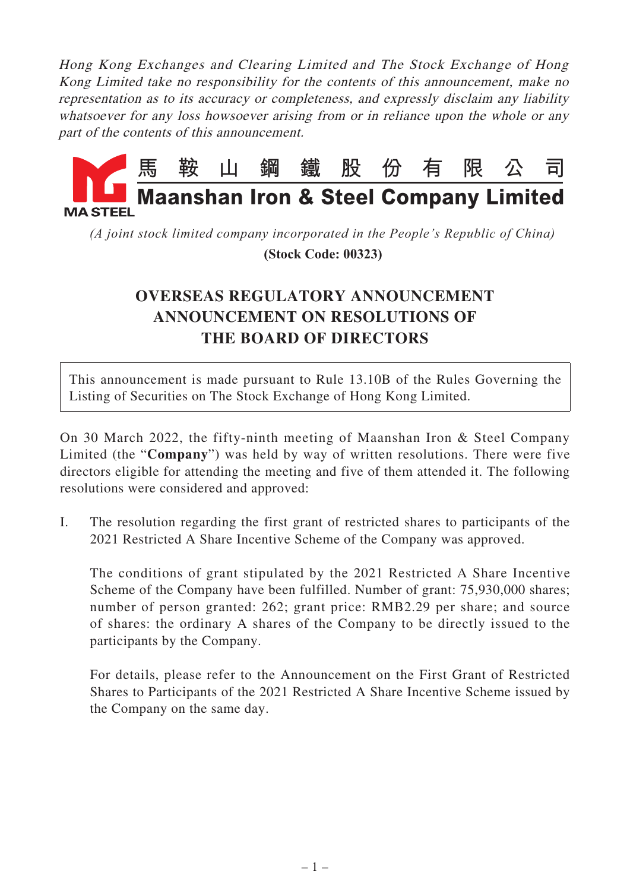*Hong Kong Exchanges and Clearing Limited and The Stock Exchange of Hong Kong Limited take no responsibility for the contents of this announcement, make no representation as to its accuracy or completeness, and expressly disclaim any liability whatsoever for any loss howsoever arising from or in reliance upon the whole or any part of the contents of this announcement.*

**馬鞍山鋼鐵股份有限公司**

**Maanshan Iron & Steel Company Limited**

MA STEEL

*(A joint stock limited company incorporated in the People's Republic of China)*

**(Stock Code: 00323)**

# OVERSEAS REGULATORY ANNOUNCEMENT ANNOUNCEMENT ON RESOLUTIONS OF THE BOARD OF DIRECTORS

This announcement is made pursuant to Rule 13.10B of the Rules Governing the Listing of Securities on The Stock Exchange of Hong Kong Limited.

On 30 March 2022, the fifty-ninth meeting of Maanshan Iron & Steel Company Limited (the "**Company**") was held by way of written resolutions. There were five directors eligible for attending the meeting and five of them attended it. The following resolutions were considered and approved:

I. The resolution regarding the first grant of restricted shares to participants of the 2021 Restricted A Share Incentive Scheme of the Company was approved.

   The conditions of grant stipulated by the 2021 Restricted A Share Incentive Scheme of the Company have been fulfilled. Number of grant: 75,930,000 shares; number of person granted: 262; grant price: RMB2.29 per share; and source of shares: the ordinary A shares of the Company to be directly issued to the participants by the Company.

   For details, please refer to the Announcement on the First Grant of Restricted Shares to Participants of the 2021 Restricted A Share Incentive Scheme issued by the Company on the same day.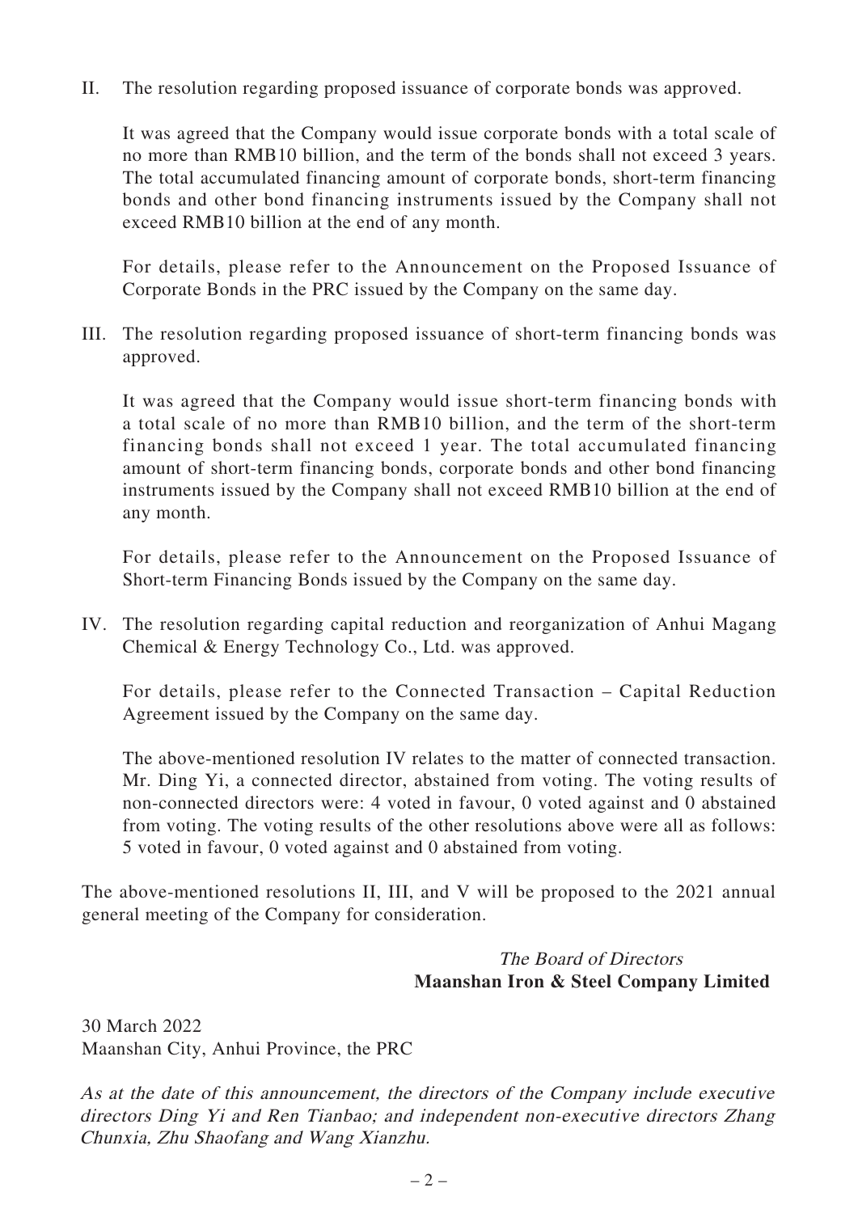II. The resolution regarding proposed issuance of corporate bonds was approved.

It was agreed that the Company would issue corporate bonds with a total scale of no more than RMB10 billion, and the term of the bonds shall not exceed 3 years. The total accumulated financing amount of corporate bonds, short-term financing bonds and other bond financing instruments issued by the Company shall not exceed RMB10 billion at the end of any month.

For details, please refer to the Announcement on the Proposed Issuance of Corporate Bonds in the PRC issued by the Company on the same day.

III. The resolution regarding proposed issuance of short-term financing bonds was approved.

It was agreed that the Company would issue short-term financing bonds with a total scale of no more than RMB10 billion, and the term of the short-term financing bonds shall not exceed 1 year. The total accumulated financing amount of short-term financing bonds, corporate bonds and other bond financing instruments issued by the Company shall not exceed RMB10 billion at the end of any month.

For details, please refer to the Announcement on the Proposed Issuance of Short-term Financing Bonds issued by the Company on the same day.

IV. The resolution regarding capital reduction and reorganization of Anhui Magang Chemical & Energy Technology Co., Ltd. was approved.

For details, please refer to the Connected Transaction – Capital Reduction Agreement issued by the Company on the same day.

The above-mentioned resolution IV relates to the matter of connected transaction. Mr. Ding Yi, a connected director, abstained from voting. The voting results of non-connected directors were: 4 voted in favour, 0 voted against and 0 abstained from voting. The voting results of the other resolutions above were all as follows: 5 voted in favour, 0 voted against and 0 abstained from voting.

The above-mentioned resolutions II, III, and V will be proposed to the 2021 annual general meeting of the Company for consideration.

*The Board of Directors*
**Maanshan Iron & Steel Company Limited**

30 March 2022
Maanshan City, Anhui Province, the PRC

*As at the date of this announcement, the directors of the Company include executive directors Ding Yi and Ren Tianbao; and independent non-executive directors Zhang Chunxia, Zhu Shaofang and Wang Xianzhu.*